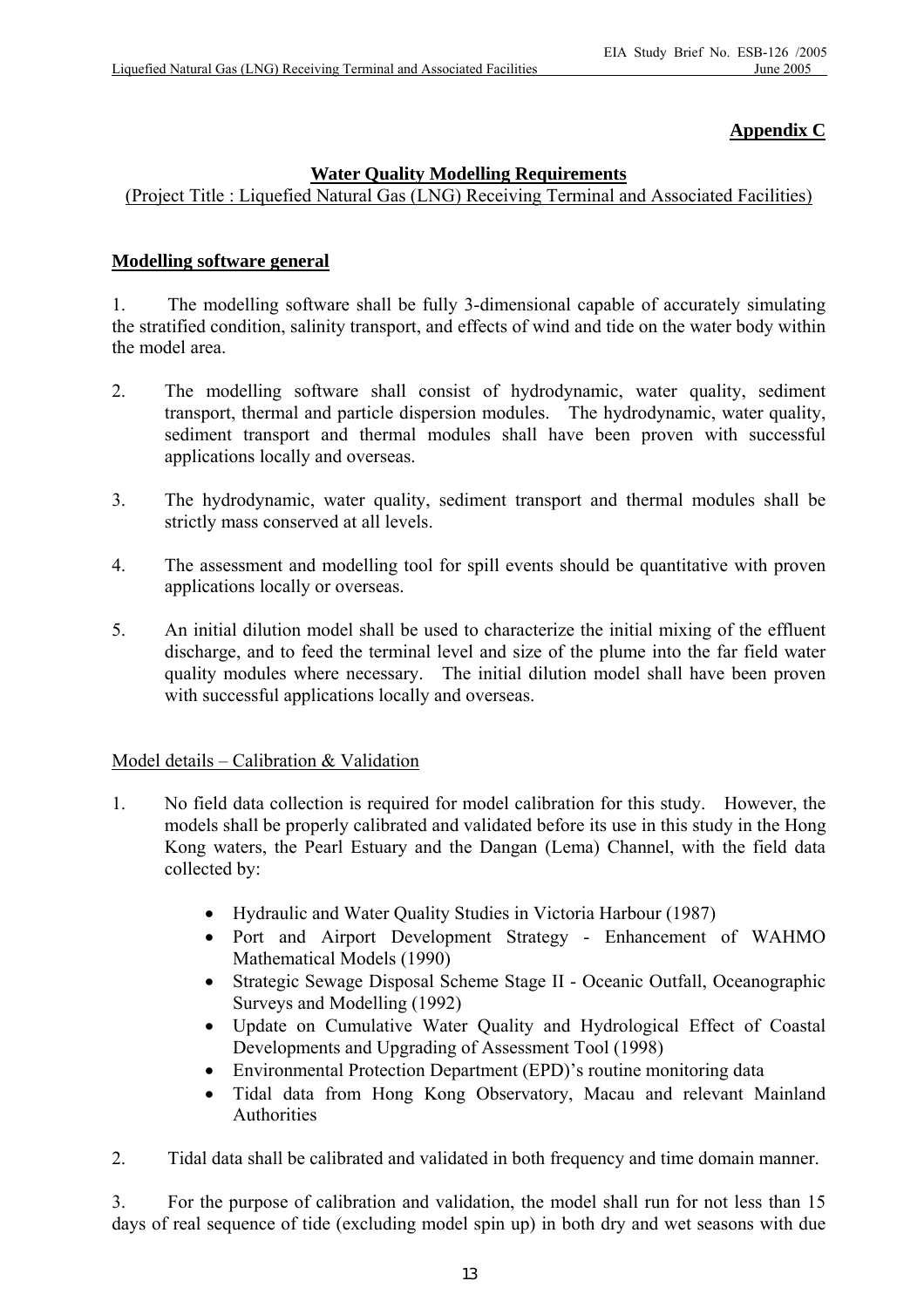**Appendix C**

**Water Quality Modelling Requirements**

(Project Title : Liquefied Natural Gas (LNG) Receiving Terminal and Associated Facilities)

**Modelling software general**

1. The modelling software shall be fully 3-dimensional capable of accurately simulating the stratified condition, salinity transport, and effects of wind and tide on the water body within the model area.

2. The modelling software shall consist of hydrodynamic, water quality, sediment transport, thermal and particle dispersion modules. The hydrodynamic, water quality, sediment transport and thermal modules shall have been proven with successful applications locally and overseas.

3. The hydrodynamic, water quality, sediment transport and thermal modules shall be strictly mass conserved at all levels.

4. The assessment and modelling tool for spill events should be quantitative with proven applications locally or overseas.

5. An initial dilution model shall be used to characterize the initial mixing of the effluent discharge, and to feed the terminal level and size of the plume into the far field water quality modules where necessary. The initial dilution model shall have been proven with successful applications locally and overseas.

Model details – Calibration & Validation

1. No field data collection is required for model calibration for this study. However, the models shall be properly calibrated and validated before its use in this study in the Hong Kong waters, the Pearl Estuary and the Dangan (Lema) Channel, with the field data collected by:

   - Hydraulic and Water Quality Studies in Victoria Harbour (1987)
   - Port and Airport Development Strategy - Enhancement of WAHMO Mathematical Models (1990)
   - Strategic Sewage Disposal Scheme Stage II - Oceanic Outfall, Oceanographic Surveys and Modelling (1992)
   - Update on Cumulative Water Quality and Hydrological Effect of Coastal Developments and Upgrading of Assessment Tool (1998)
   - Environmental Protection Department (EPD)'s routine monitoring data
   - Tidal data from Hong Kong Observatory, Macau and relevant Mainland Authorities

2. Tidal data shall be calibrated and validated in both frequency and time domain manner.

3. For the purpose of calibration and validation, the model shall run for not less than 15 days of real sequence of tide (excluding model spin up) in both dry and wet seasons with due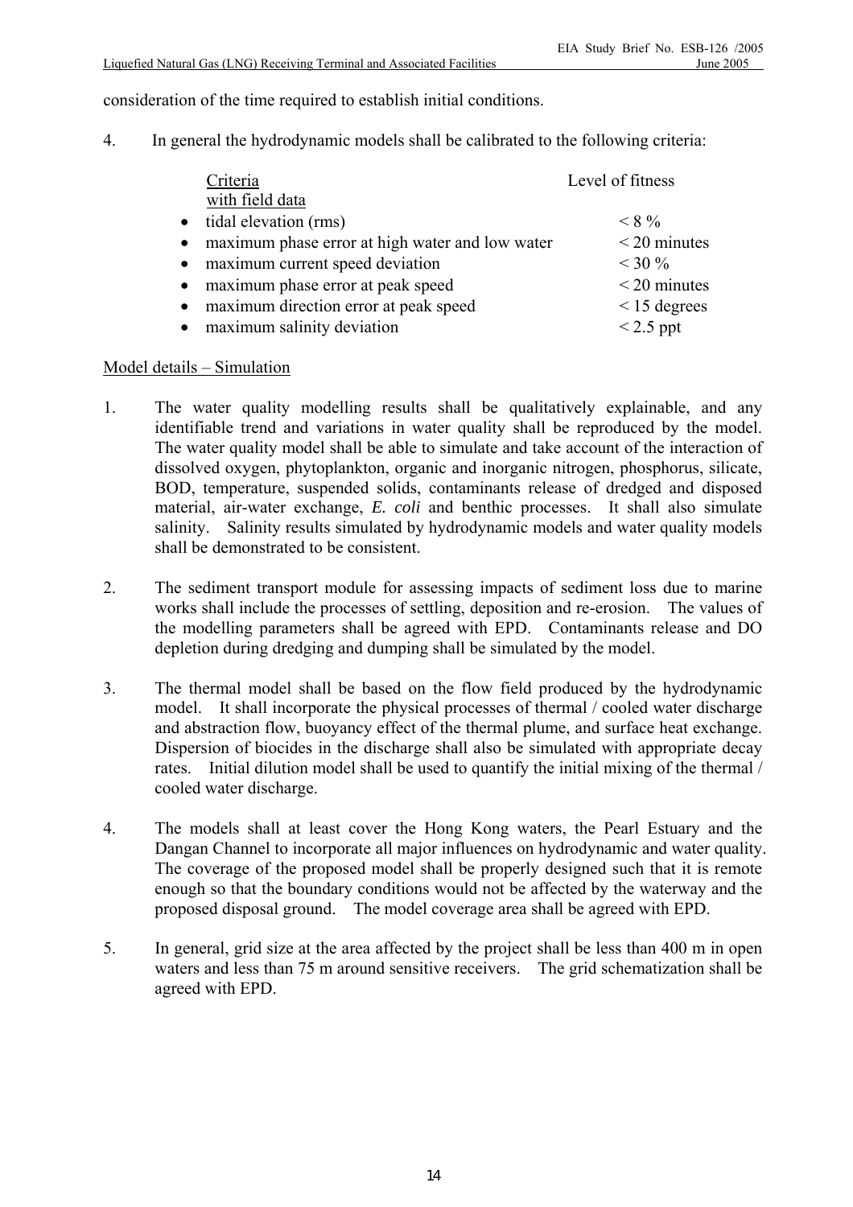consideration of the time required to establish initial conditions.

4. In general the hydrodynamic models shall be calibrated to the following criteria:

| Criteria with field data | Level of fitness |
| --- | --- |
| • tidal elevation (rms) | < 8 % |
| • maximum phase error at high water and low water | < 20 minutes |
| • maximum current speed deviation | < 30 % |
| • maximum phase error at peak speed | < 20 minutes |
| • maximum direction error at peak speed | < 15 degrees |
| • maximum salinity deviation | < 2.5 ppt |

Model details – Simulation

1. The water quality modelling results shall be qualitatively explainable, and any identifiable trend and variations in water quality shall be reproduced by the model. The water quality model shall be able to simulate and take account of the interaction of dissolved oxygen, phytoplankton, organic and inorganic nitrogen, phosphorus, silicate, BOD, temperature, suspended solids, contaminants release of dredged and disposed material, air-water exchange, *E. coli* and benthic processes. It shall also simulate salinity. Salinity results simulated by hydrodynamic models and water quality models shall be demonstrated to be consistent.

2. The sediment transport module for assessing impacts of sediment loss due to marine works shall include the processes of settling, deposition and re-erosion. The values of the modelling parameters shall be agreed with EPD. Contaminants release and DO depletion during dredging and dumping shall be simulated by the model.

3. The thermal model shall be based on the flow field produced by the hydrodynamic model. It shall incorporate the physical processes of thermal / cooled water discharge and abstraction flow, buoyancy effect of the thermal plume, and surface heat exchange. Dispersion of biocides in the discharge shall also be simulated with appropriate decay rates. Initial dilution model shall be used to quantify the initial mixing of the thermal / cooled water discharge.

4. The models shall at least cover the Hong Kong waters, the Pearl Estuary and the Dangan Channel to incorporate all major influences on hydrodynamic and water quality. The coverage of the proposed model shall be properly designed such that it is remote enough so that the boundary conditions would not be affected by the waterway and the proposed disposal ground. The model coverage area shall be agreed with EPD.

5. In general, grid size at the area affected by the project shall be less than 400 m in open waters and less than 75 m around sensitive receivers. The grid schematization shall be agreed with EPD.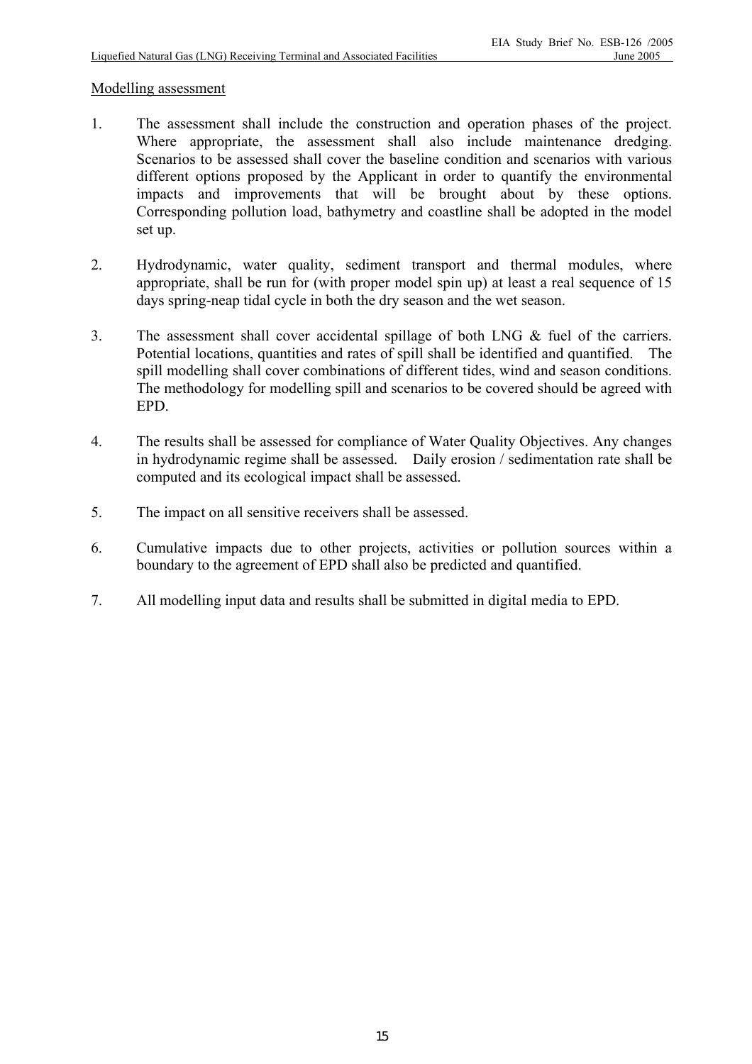Modelling assessment

1. The assessment shall include the construction and operation phases of the project. Where appropriate, the assessment shall also include maintenance dredging. Scenarios to be assessed shall cover the baseline condition and scenarios with various different options proposed by the Applicant in order to quantify the environmental impacts and improvements that will be brought about by these options. Corresponding pollution load, bathymetry and coastline shall be adopted in the model set up.

2. Hydrodynamic, water quality, sediment transport and thermal modules, where appropriate, shall be run for (with proper model spin up) at least a real sequence of 15 days spring-neap tidal cycle in both the dry season and the wet season.

3. The assessment shall cover accidental spillage of both LNG & fuel of the carriers. Potential locations, quantities and rates of spill shall be identified and quantified. The spill modelling shall cover combinations of different tides, wind and season conditions. The methodology for modelling spill and scenarios to be covered should be agreed with EPD.

4. The results shall be assessed for compliance of Water Quality Objectives. Any changes in hydrodynamic regime shall be assessed. Daily erosion / sedimentation rate shall be computed and its ecological impact shall be assessed.

5. The impact on all sensitive receivers shall be assessed.

6. Cumulative impacts due to other projects, activities or pollution sources within a boundary to the agreement of EPD shall also be predicted and quantified.

7. All modelling input data and results shall be submitted in digital media to EPD.